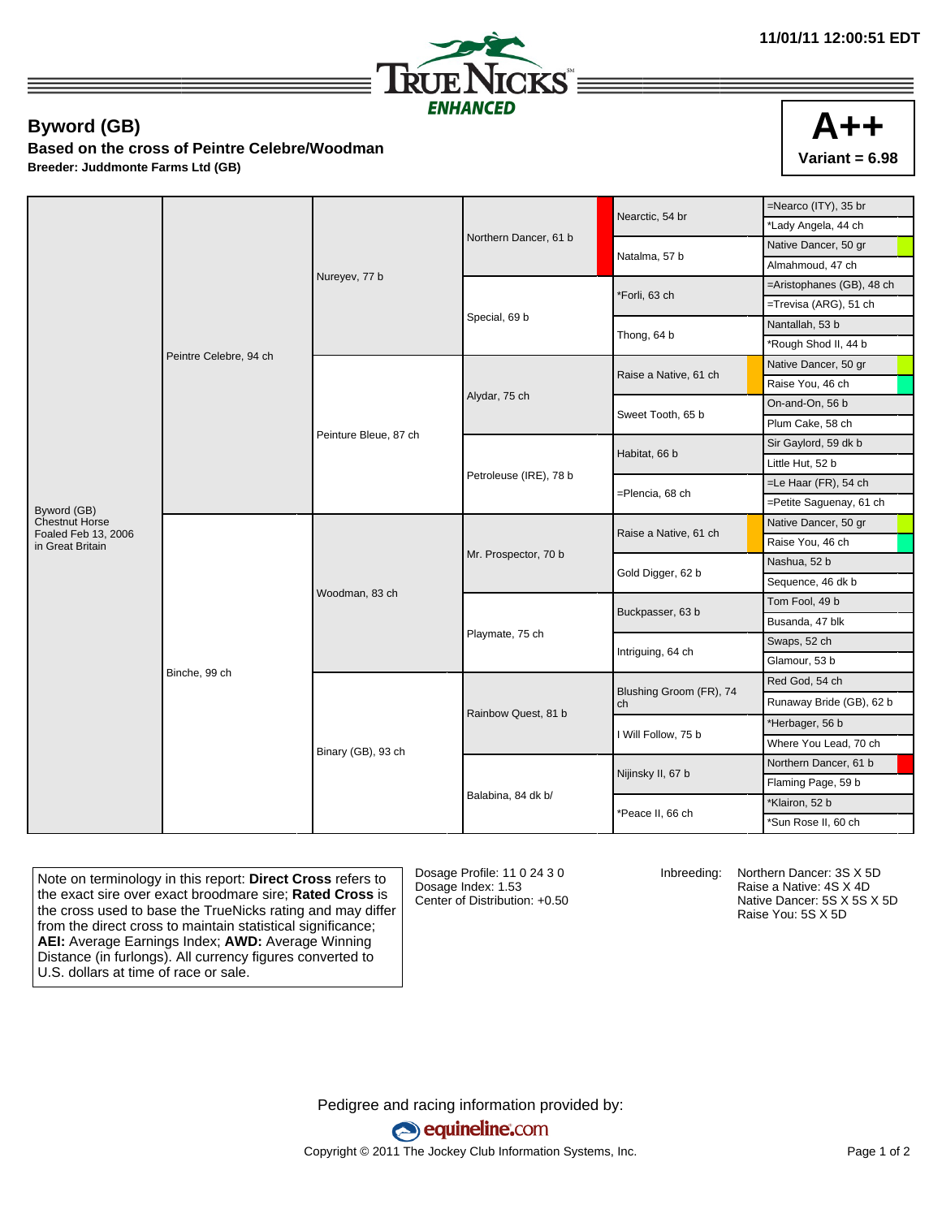11/01/11 12:00:51 EDT

TrueNicks ENHANCED

## Byword (GB)

**Based on the cross of Peintre Celebre/Woodman**

**Breeder: Juddmonte Farms Ltd (GB)**

**A++**
**Variant = 6.98**

| | | | | | |
|---|---|---|---|---|---|
| Byword (GB) Chestnut Horse Foaled Feb 13, 2006 in Great Britain | Peintre Celebre, 94 ch | Nureyev, 77 b | Northern Dancer, 61 b | Nearctic, 54 br | =Nearco (ITY), 35 br |
| | | | | | *Lady Angela, 44 ch |
| | | | | Natalma, 57 b | Native Dancer, 50 gr |
| | | | | | Almahmoud, 47 ch |
| | | | Special, 69 b | *Forli, 63 ch | =Aristophanes (GB), 48 ch |
| | | | | | =Trevisa (ARG), 51 ch |
| | | | | Thong, 64 b | Nantallah, 53 b |
| | | | | | *Rough Shod II, 44 b |
| | | Peinture Bleue, 87 ch | Alydar, 75 ch | Raise a Native, 61 ch | Native Dancer, 50 gr |
| | | | | | Raise You, 46 ch |
| | | | | Sweet Tooth, 65 b | On-and-On, 56 b |
| | | | | | Plum Cake, 58 ch |
| | | | Petroleuse (IRE), 78 b | Habitat, 66 b | Sir Gaylord, 59 dk b |
| | | | | | Little Hut, 52 b |
| | | | | =Plencia, 68 ch | =Le Haar (FR), 54 ch |
| | | | | | =Petite Saguenay, 61 ch |
| | Binche, 99 ch | Woodman, 83 ch | Mr. Prospector, 70 b | Raise a Native, 61 ch | Native Dancer, 50 gr |
| | | | | | Raise You, 46 ch |
| | | | | Gold Digger, 62 b | Nashua, 52 b |
| | | | | | Sequence, 46 dk b |
| | | | Playmate, 75 ch | Buckpasser, 63 b | Tom Fool, 49 b |
| | | | | | Busanda, 47 blk |
| | | | | Intriguing, 64 ch | Swaps, 52 ch |
| | | | | | Glamour, 53 b |
| | | Binary (GB), 93 ch | Rainbow Quest, 81 b | Blushing Groom (FR), 74 ch | Red God, 54 ch |
| | | | | | Runaway Bride (GB), 62 b |
| | | | | I Will Follow, 75 b | *Herbager, 56 b |
| | | | | | Where You Lead, 70 ch |
| | | | Balabina, 84 dk b/ | Nijinsky II, 67 b | Northern Dancer, 61 b |
| | | | | | Flaming Page, 59 b |
| | | | | *Peace II, 66 ch | *Klairon, 52 b |
| | | | | | *Sun Rose II, 60 ch |

Note on terminology in this report: **Direct Cross** refers to the exact sire over exact broodmare sire; **Rated Cross** is the cross used to base the TrueNicks rating and may differ from the direct cross to maintain statistical significance; **AEI:** Average Earnings Index; **AWD:** Average Winning Distance (in furlongs). All currency figures converted to U.S. dollars at time of race or sale.

Dosage Profile: 11 0 24 3 0
Dosage Index: 1.53
Center of Distribution: +0.50

Inbreeding: Northern Dancer: 3S X 5D
Raise a Native: 4S X 4D
Native Dancer: 5S X 5S X 5D
Raise You: 5S X 5D

Pedigree and racing information provided by:
equineline.com
Copyright © 2011 The Jockey Club Information Systems, Inc.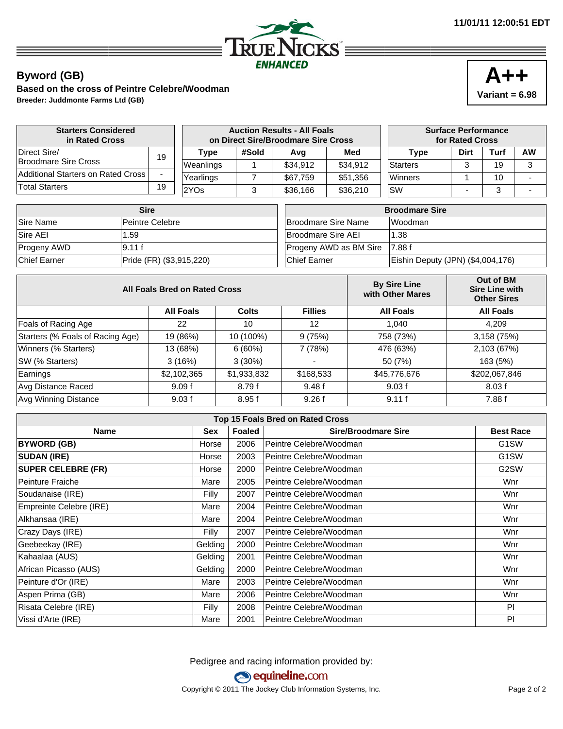11/01/11 12:00:51 EDT

TRUE NICKS ENHANCED

# Byword (GB)

**Based on the cross of Peintre Celebre/Woodman**

**Breeder: Juddmonte Farms Ltd (GB)**

**A++**

**Variant = 6.98**

| Starters Considered in Rated Cross | |
|---|---|
| Direct Sire/ Broodmare Sire Cross | 19 |
| Additional Starters on Rated Cross | - |
| Total Starters | 19 |

| Auction Results - All Foals on Direct Sire/Broodmare Sire Cross | | | |
|---|---|---|---|
| Type | #Sold | Avg | Med |
| Weanlings | 1 | $34,912 | $34,912 |
| Yearlings | 7 | $67,759 | $51,356 |
| 2YOs | 3 | $36,166 | $36,210 |

| Surface Performance for Rated Cross | | | |
|---|---|---|---|
| Type | Dirt | Turf | AW |
| Starters | 3 | 19 | 3 |
| Winners | 1 | 10 | - |
| SW | - | 3 | - |

| Sire | |
|---|---|
| Sire Name | Peintre Celebre |
| Sire AEI | 1.59 |
| Progeny AWD | 9.11 f |
| Chief Earner | Pride (FR) ($3,915,220) |

| Broodmare Sire | |
|---|---|
| Broodmare Sire Name | Woodman |
| Broodmare Sire AEI | 1.38 |
| Progeny AWD as BM Sire | 7.88 f |
| Chief Earner | Eishin Deputy (JPN) ($4,004,176) |

| All Foals Bred on Rated Cross | | | | By Sire Line with Other Mares | Out of BM Sire Line with Other Sires |
|---|---|---|---|---|---|
| | All Foals | Colts | Fillies | All Foals | All Foals |
| Foals of Racing Age | 22 | 10 | 12 | 1,040 | 4,209 |
| Starters (% Foals of Racing Age) | 19 (86%) | 10 (100%) | 9 (75%) | 758 (73%) | 3,158 (75%) |
| Winners (% Starters) | 13 (68%) | 6 (60%) | 7 (78%) | 476 (63%) | 2,103 (67%) |
| SW (% Starters) | 3 (16%) | 3 (30%) | - | 50 (7%) | 163 (5%) |
| Earnings | $2,102,365 | $1,933,832 | $168,533 | $45,776,676 | $202,067,846 |
| Avg Distance Raced | 9.09 f | 8.79 f | 9.48 f | 9.03 f | 8.03 f |
| Avg Winning Distance | 9.03 f | 8.95 f | 9.26 f | 9.11 f | 7.88 f |

| Top 15 Foals Bred on Rated Cross | | | | |
|---|---|---|---|---|
| Name | Sex | Foaled | Sire/Broodmare Sire | Best Race |
| **BYWORD (GB)** | Horse | 2006 | Peintre Celebre/Woodman | G1SW |
| **SUDAN (IRE)** | Horse | 2003 | Peintre Celebre/Woodman | G1SW |
| **SUPER CELEBRE (FR)** | Horse | 2000 | Peintre Celebre/Woodman | G2SW |
| Peinture Fraiche | Mare | 2005 | Peintre Celebre/Woodman | Wnr |
| Soudanaise (IRE) | Filly | 2007 | Peintre Celebre/Woodman | Wnr |
| Empreinte Celebre (IRE) | Mare | 2004 | Peintre Celebre/Woodman | Wnr |
| Alkhansaa (IRE) | Mare | 2004 | Peintre Celebre/Woodman | Wnr |
| Crazy Days (IRE) | Filly | 2007 | Peintre Celebre/Woodman | Wnr |
| Geebeekay (IRE) | Gelding | 2000 | Peintre Celebre/Woodman | Wnr |
| Kahaalaa (AUS) | Gelding | 2001 | Peintre Celebre/Woodman | Wnr |
| African Picasso (AUS) | Gelding | 2000 | Peintre Celebre/Woodman | Wnr |
| Peinture d'Or (IRE) | Mare | 2003 | Peintre Celebre/Woodman | Wnr |
| Aspen Prima (GB) | Mare | 2006 | Peintre Celebre/Woodman | Wnr |
| Risata Celebre (IRE) | Filly | 2008 | Peintre Celebre/Woodman | Pl |
| Vissi d'Arte (IRE) | Mare | 2001 | Peintre Celebre/Woodman | Pl |

Pedigree and racing information provided by:

equineline.com

Copyright © 2011 The Jockey Club Information Systems, Inc.